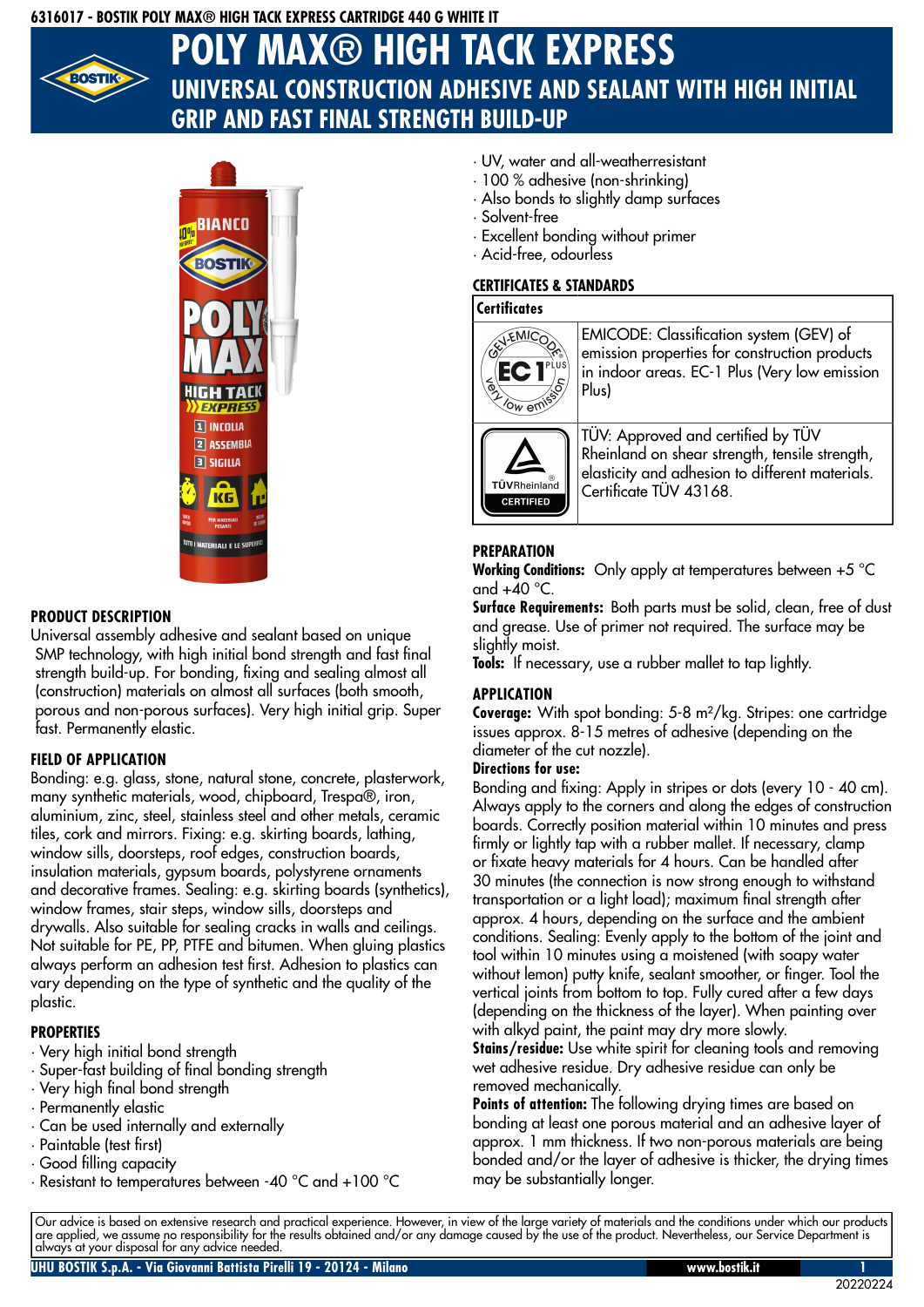6316017 - BOSTIK POLY MAX® HIGH TACK EXPRESS CARTRIDGE 440 G WHITE IT

# POLY MAX® HIGH TACK EXPRESS

## UNIVERSAL CONSTRUCTION ADHESIVE AND SEALANT WITH HIGH INITIAL GRIP AND FAST FINAL STRENGTH BUILD-UP

### PRODUCT DESCRIPTION

Universal assembly adhesive and sealant based on unique SMP technology, with high initial bond strength and fast final strength build-up. For bonding, fixing and sealing almost all (construction) materials on almost all surfaces (both smooth, porous and non-porous surfaces). Very high initial grip. Super fast. Permanently elastic.

### FIELD OF APPLICATION

Bonding: e.g. glass, stone, natural stone, concrete, plasterwork, many synthetic materials, wood, chipboard, Trespa®, iron, aluminium, zinc, steel, stainless steel and other metals, ceramic tiles, cork and mirrors. Fixing: e.g. skirting boards, lathing, window sills, doorsteps, roof edges, construction boards, insulation materials, gypsum boards, polystyrene ornaments and decorative frames. Sealing: e.g. skirting boards (synthetics), window frames, stair steps, window sills, doorsteps and drywalls. Also suitable for sealing cracks in walls and ceilings. Not suitable for PE, PP, PTFE and bitumen. When gluing plastics always perform an adhesion test first. Adhesion to plastics can vary depending on the type of synthetic and the quality of the plastic.

### PROPERTIES

- Very high initial bond strength
- Super-fast building of final bonding strength
- Very high final bond strength
- Permanently elastic
- Can be used internally and externally
- Paintable (test first)
- Good filling capacity
- Resistant to temperatures between -40 °C and +100 °C
- UV, water and all-weatherresistant
- 100 % adhesive (non-shrinking)
- Also bonds to slightly damp surfaces
- Solvent-free
- Excellent bonding without primer
- Acid-free, odourless

### CERTIFICATES & STANDARDS

| Certificates | |
|---|---|
| GEV-EMICODE EC 1 PLUS very low emission | EMICODE: Classification system (GEV) of emission properties for construction products in indoor areas. EC-1 Plus (Very low emission Plus) |
| TÜVRheinland CERTIFIED | TÜV: Approved and certified by TÜV Rheinland on shear strength, tensile strength, elasticity and adhesion to different materials. Certificate TÜV 43168. |

### PREPARATION

**Working Conditions:** Only apply at temperatures between +5 °C and +40 °C.
**Surface Requirements:** Both parts must be solid, clean, free of dust and grease. Use of primer not required. The surface may be slightly moist.
**Tools:** If necessary, use a rubber mallet to tap lightly.

### APPLICATION

**Coverage:** With spot bonding: 5-8 m²/kg. Stripes: one cartridge issues approx. 8-15 metres of adhesive (depending on the diameter of the cut nozzle).
**Directions for use:**
Bonding and fixing: Apply in stripes or dots (every 10 - 40 cm). Always apply to the corners and along the edges of construction boards. Correctly position material within 10 minutes and press firmly or lightly tap with a rubber mallet. If necessary, clamp or fixate heavy materials for 4 hours. Can be handled after 30 minutes (the connection is now strong enough to withstand transportation or a light load); maximum final strength after approx. 4 hours, depending on the surface and the ambient conditions. Sealing: Evenly apply to the bottom of the joint and tool within 10 minutes using a moistened (with soapy water without lemon) putty knife, sealant smoother, or finger. Tool the vertical joints from bottom to top. Fully cured after a few days (depending on the thickness of the layer). When painting over with alkyd paint, the paint may dry more slowly.
**Stains/residue:** Use white spirit for cleaning tools and removing wet adhesive residue. Dry adhesive residue can only be removed mechanically.
**Points of attention:** The following drying times are based on bonding at least one porous material and an adhesive layer of approx. 1 mm thickness. If two non-porous materials are being bonded and/or the layer of adhesive is thicker, the drying times may be substantially longer.

Our advice is based on extensive research and practical experience. However, in view of the large variety of materials and the conditions under which our products are applied, we assume no responsibility for the results obtained and/or any damage caused by the use of the product. Nevertheless, our Service Department is always at your disposal for any advice needed.

UHU BOSTIK S.p.A. - Via Giovanni Battista Pirelli 19 - 20124 - Milano — www.bostik.it

20220224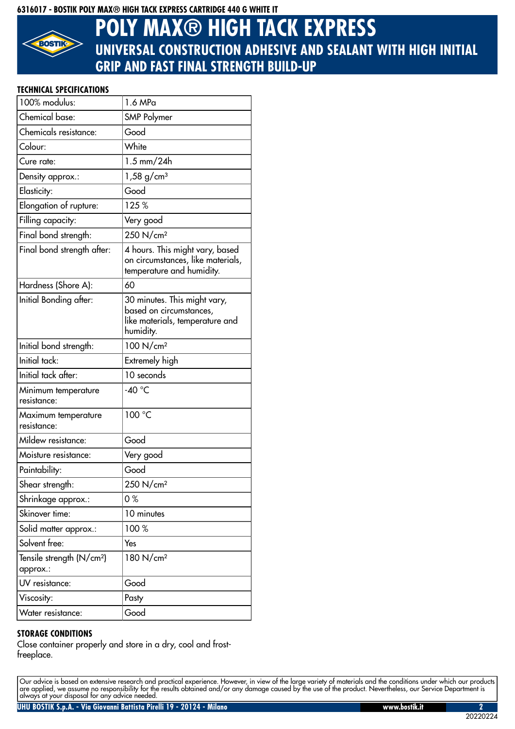# POLY MAX® HIGH TACK EXPRESS

## UNIVERSAL CONSTRUCTION ADHESIVE AND SEALANT WITH HIGH INITIAL GRIP AND FAST FINAL STRENGTH BUILD-UP

### TECHNICAL SPECIFICATIONS

| | |
|---|---|
| 100% modulus: | 1.6 MPa |
| Chemical base: | SMP Polymer |
| Chemicals resistance: | Good |
| Colour: | White |
| Cure rate: | 1.5 mm/24h |
| Density approx.: | 1,58 g/cm³ |
| Elasticity: | Good |
| Elongation of rupture: | 125 % |
| Filling capacity: | Very good |
| Final bond strength: | 250 N/cm² |
| Final bond strength after: | 4 hours. This might vary, based on circumstances, like materials, temperature and humidity. |
| Hardness (Shore A): | 60 |
| Initial Bonding after: | 30 minutes. This might vary, based on circumstances, like materials, temperature and humidity. |
| Initial bond strength: | 100 N/cm² |
| Initial tack: | Extremely high |
| Initial tack after: | 10 seconds |
| Minimum temperature resistance: | -40 °C |
| Maximum temperature resistance: | 100 °C |
| Mildew resistance: | Good |
| Moisture resistance: | Very good |
| Paintability: | Good |
| Shear strength: | 250 N/cm² |
| Shrinkage approx.: | 0 % |
| Skinover time: | 10 minutes |
| Solid matter approx.: | 100 % |
| Solvent free: | Yes |
| Tensile strength (N/cm²) approx.: | 180 N/cm² |
| UV resistance: | Good |
| Viscosity: | Pasty |
| Water resistance: | Good |

### STORAGE CONDITIONS

Close container properly and store in a dry, cool and frost-freeplace.

Our advice is based on extensive research and practical experience. However, in view of the large variety of materials and the conditions under which our products are applied, we assume no responsibility for the results obtained and/or any damage caused by the use of the product. Nevertheless, our Service Department is always at your disposal for any advice needed.

UHU BOSTIK S.p.A. - Via Giovanni Battista Pirelli 19 - 20124 - Milano www.bostik.it

20220224